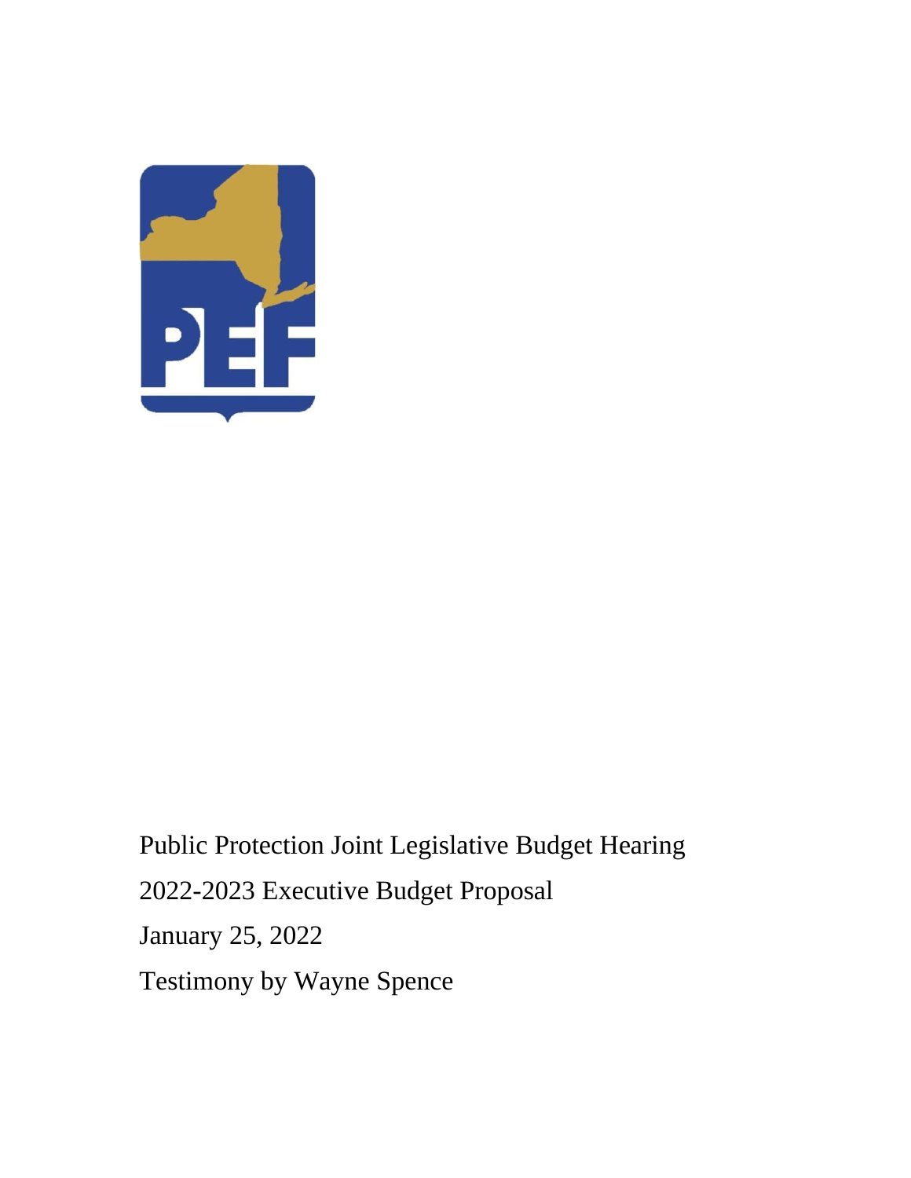Public Protection Joint Legislative Budget Hearing

2022-2023 Executive Budget Proposal

January 25, 2022

Testimony by Wayne Spence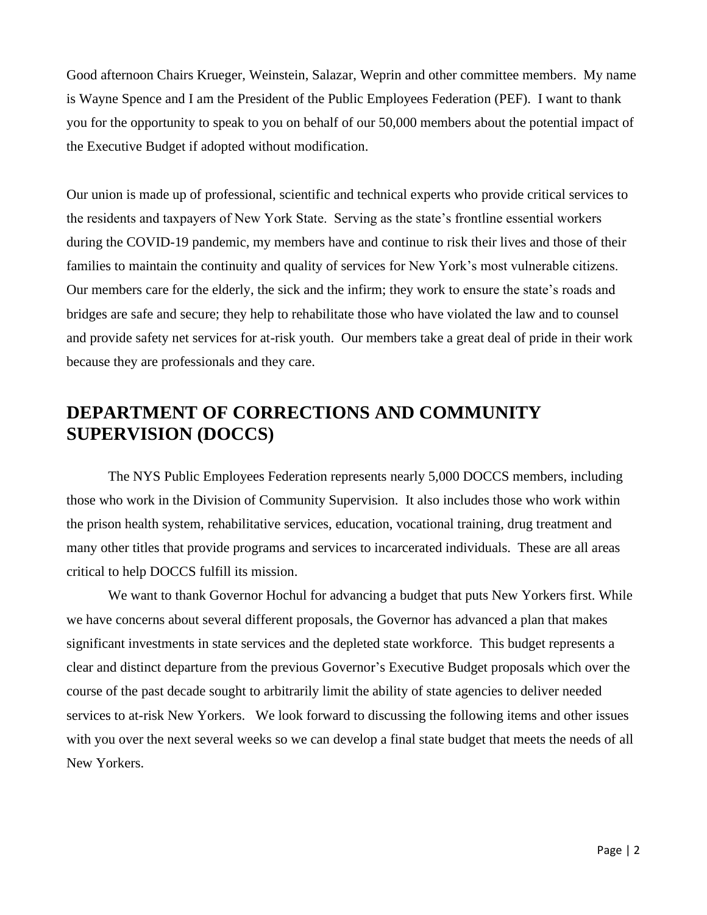Good afternoon Chairs Krueger, Weinstein, Salazar, Weprin and other committee members. My name is Wayne Spence and I am the President of the Public Employees Federation (PEF). I want to thank you for the opportunity to speak to you on behalf of our 50,000 members about the potential impact of the Executive Budget if adopted without modification.

Our union is made up of professional, scientific and technical experts who provide critical services to the residents and taxpayers of New York State. Serving as the state's frontline essential workers during the COVID-19 pandemic, my members have and continue to risk their lives and those of their families to maintain the continuity and quality of services for New York's most vulnerable citizens. Our members care for the elderly, the sick and the infirm; they work to ensure the state's roads and bridges are safe and secure; they help to rehabilitate those who have violated the law and to counsel and provide safety net services for at-risk youth. Our members take a great deal of pride in their work because they are professionals and they care.

## DEPARTMENT OF CORRECTIONS AND COMMUNITY SUPERVISION (DOCCS)

The NYS Public Employees Federation represents nearly 5,000 DOCCS members, including those who work in the Division of Community Supervision. It also includes those who work within the prison health system, rehabilitative services, education, vocational training, drug treatment and many other titles that provide programs and services to incarcerated individuals. These are all areas critical to help DOCCS fulfill its mission.

We want to thank Governor Hochul for advancing a budget that puts New Yorkers first. While we have concerns about several different proposals, the Governor has advanced a plan that makes significant investments in state services and the depleted state workforce. This budget represents a clear and distinct departure from the previous Governor's Executive Budget proposals which over the course of the past decade sought to arbitrarily limit the ability of state agencies to deliver needed services to at-risk New Yorkers. We look forward to discussing the following items and other issues with you over the next several weeks so we can develop a final state budget that meets the needs of all New Yorkers.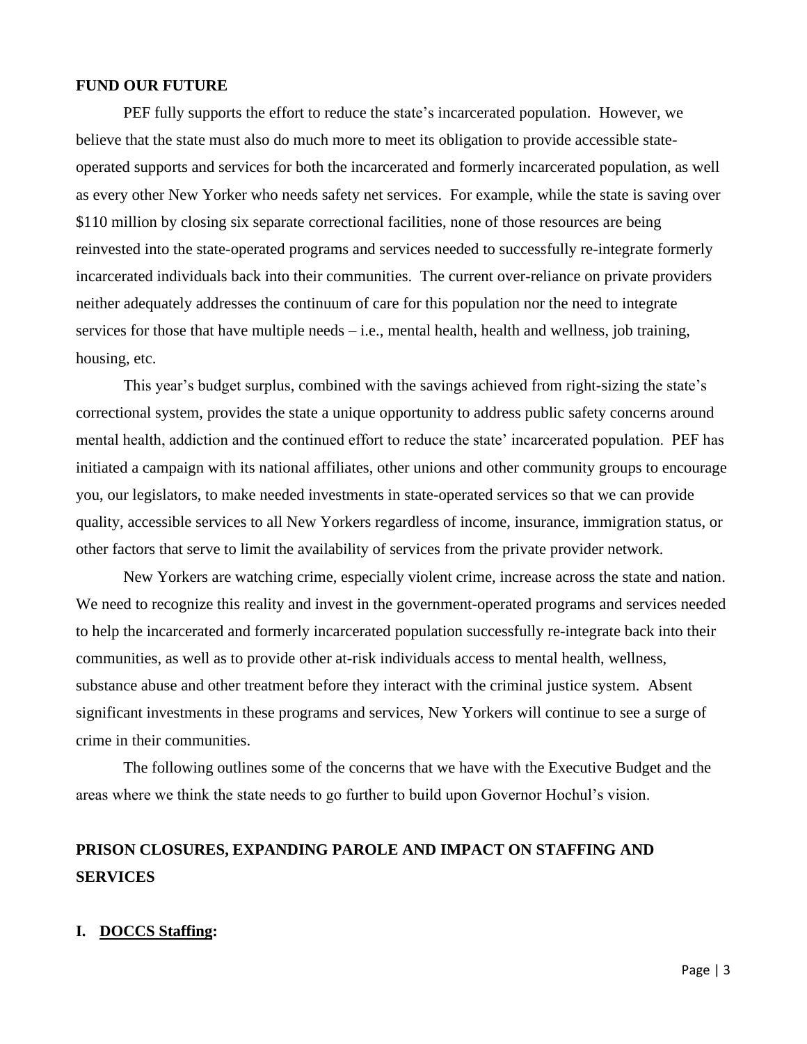**FUND OUR FUTURE**

PEF fully supports the effort to reduce the state's incarcerated population. However, we believe that the state must also do much more to meet its obligation to provide accessible state-operated supports and services for both the incarcerated and formerly incarcerated population, as well as every other New Yorker who needs safety net services. For example, while the state is saving over $110 million by closing six separate correctional facilities, none of those resources are being reinvested into the state-operated programs and services needed to successfully re-integrate formerly incarcerated individuals back into their communities. The current over-reliance on private providers neither adequately addresses the continuum of care for this population nor the need to integrate services for those that have multiple needs – i.e., mental health, health and wellness, job training, housing, etc.

This year's budget surplus, combined with the savings achieved from right-sizing the state's correctional system, provides the state a unique opportunity to address public safety concerns around mental health, addiction and the continued effort to reduce the state' incarcerated population. PEF has initiated a campaign with its national affiliates, other unions and other community groups to encourage you, our legislators, to make needed investments in state-operated services so that we can provide quality, accessible services to all New Yorkers regardless of income, insurance, immigration status, or other factors that serve to limit the availability of services from the private provider network.

New Yorkers are watching crime, especially violent crime, increase across the state and nation. We need to recognize this reality and invest in the government-operated programs and services needed to help the incarcerated and formerly incarcerated population successfully re-integrate back into their communities, as well as to provide other at-risk individuals access to mental health, wellness, substance abuse and other treatment before they interact with the criminal justice system. Absent significant investments in these programs and services, New Yorkers will continue to see a surge of crime in their communities.

The following outlines some of the concerns that we have with the Executive Budget and the areas where we think the state needs to go further to build upon Governor Hochul's vision.

## PRISON CLOSURES, EXPANDING PAROLE AND IMPACT ON STAFFING AND SERVICES

### I. DOCCS Staffing: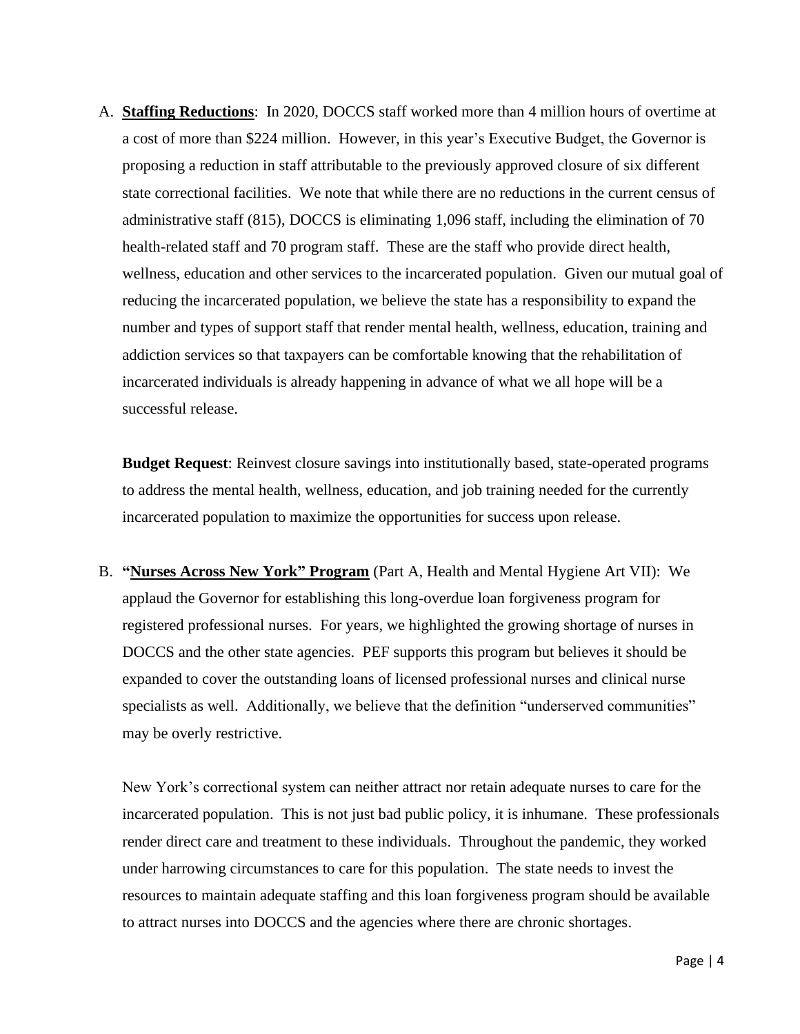A. **<u>Staffing Reductions</u>**: In 2020, DOCCS staff worked more than 4 million hours of overtime at a cost of more than $224 million. However, in this year's Executive Budget, the Governor is proposing a reduction in staff attributable to the previously approved closure of six different state correctional facilities. We note that while there are no reductions in the current census of administrative staff (815), DOCCS is eliminating 1,096 staff, including the elimination of 70 health-related staff and 70 program staff. These are the staff who provide direct health, wellness, education and other services to the incarcerated population. Given our mutual goal of reducing the incarcerated population, we believe the state has a responsibility to expand the number and types of support staff that render mental health, wellness, education, training and addiction services so that taxpayers can be comfortable knowing that the rehabilitation of incarcerated individuals is already happening in advance of what we all hope will be a successful release.

   **Budget Request**: Reinvest closure savings into institutionally based, state-operated programs to address the mental health, wellness, education, and job training needed for the currently incarcerated population to maximize the opportunities for success upon release.

B. **"<u>Nurses Across New York" Program</u>** (Part A, Health and Mental Hygiene Art VII): We applaud the Governor for establishing this long-overdue loan forgiveness program for registered professional nurses. For years, we highlighted the growing shortage of nurses in DOCCS and the other state agencies. PEF supports this program but believes it should be expanded to cover the outstanding loans of licensed professional nurses and clinical nurse specialists as well. Additionally, we believe that the definition "underserved communities" may be overly restrictive.

   New York's correctional system can neither attract nor retain adequate nurses to care for the incarcerated population. This is not just bad public policy, it is inhumane. These professionals render direct care and treatment to these individuals. Throughout the pandemic, they worked under harrowing circumstances to care for this population. The state needs to invest the resources to maintain adequate staffing and this loan forgiveness program should be available to attract nurses into DOCCS and the agencies where there are chronic shortages.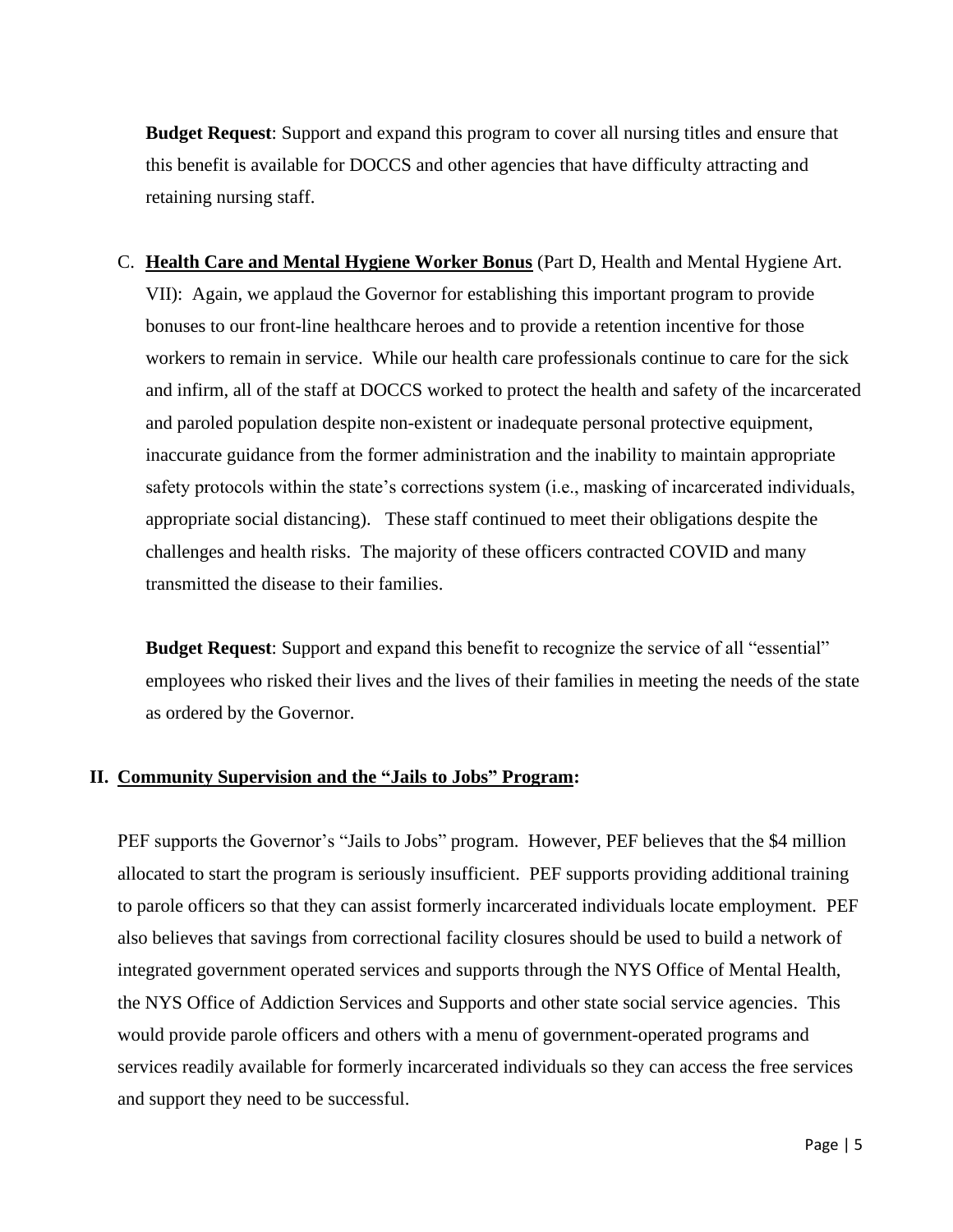**Budget Request**: Support and expand this program to cover all nursing titles and ensure that this benefit is available for DOCCS and other agencies that have difficulty attracting and retaining nursing staff.

C. **<u>Health Care and Mental Hygiene Worker Bonus</u>** (Part D, Health and Mental Hygiene Art. VII): Again, we applaud the Governor for establishing this important program to provide bonuses to our front-line healthcare heroes and to provide a retention incentive for those workers to remain in service. While our health care professionals continue to care for the sick and infirm, all of the staff at DOCCS worked to protect the health and safety of the incarcerated and paroled population despite non-existent or inadequate personal protective equipment, inaccurate guidance from the former administration and the inability to maintain appropriate safety protocols within the state's corrections system (i.e., masking of incarcerated individuals, appropriate social distancing). These staff continued to meet their obligations despite the challenges and health risks. The majority of these officers contracted COVID and many transmitted the disease to their families.

**Budget Request**: Support and expand this benefit to recognize the service of all "essential" employees who risked their lives and the lives of their families in meeting the needs of the state as ordered by the Governor.

## II. <u>Community Supervision and the "Jails to Jobs" Program</u>:

PEF supports the Governor's "Jails to Jobs" program. However, PEF believes that the $4 million allocated to start the program is seriously insufficient. PEF supports providing additional training to parole officers so that they can assist formerly incarcerated individuals locate employment. PEF also believes that savings from correctional facility closures should be used to build a network of integrated government operated services and supports through the NYS Office of Mental Health, the NYS Office of Addiction Services and Supports and other state social service agencies. This would provide parole officers and others with a menu of government-operated programs and services readily available for formerly incarcerated individuals so they can access the free services and support they need to be successful.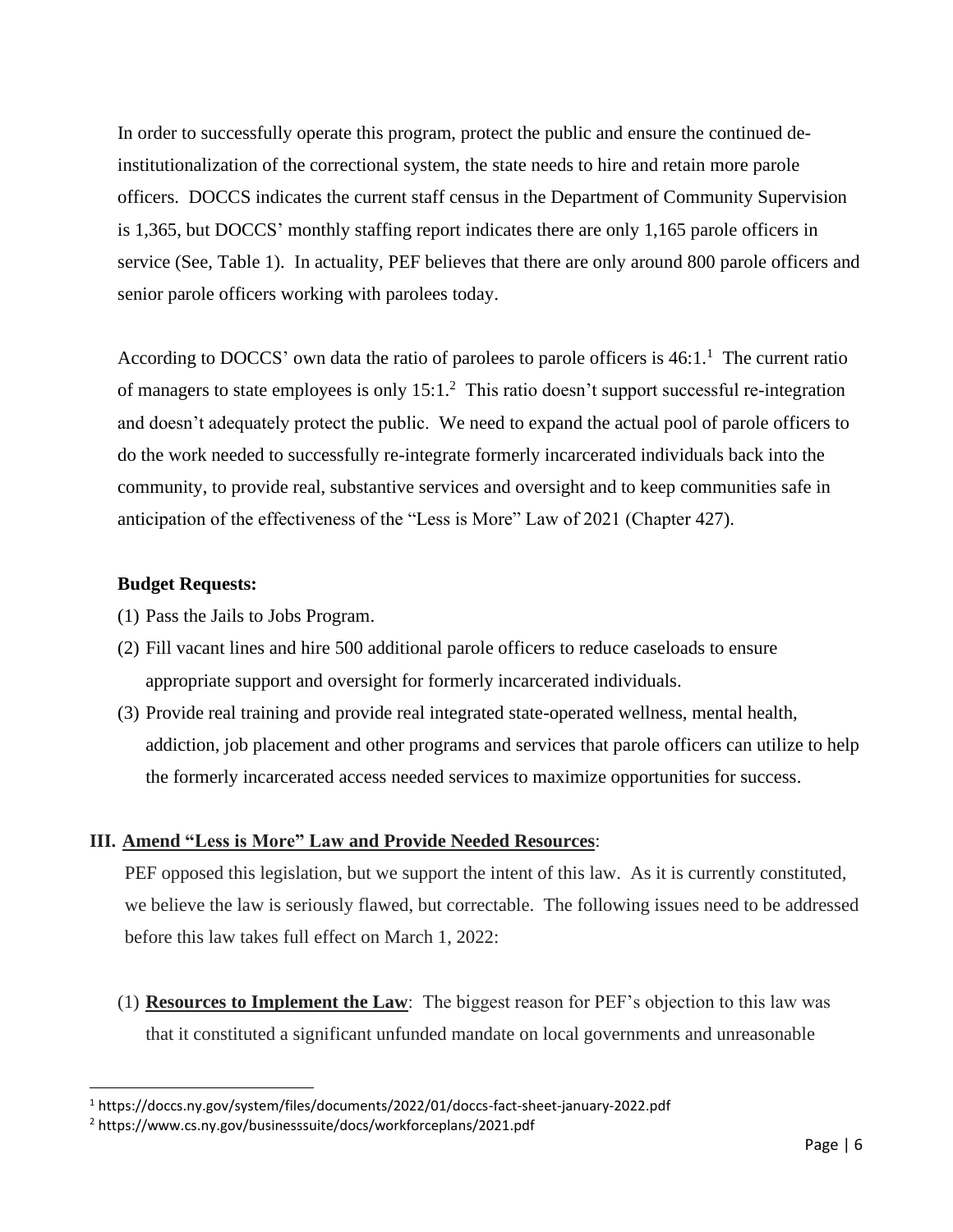In order to successfully operate this program, protect the public and ensure the continued de-institutionalization of the correctional system, the state needs to hire and retain more parole officers. DOCCS indicates the current staff census in the Department of Community Supervision is 1,365, but DOCCS' monthly staffing report indicates there are only 1,165 parole officers in service (See, Table 1). In actuality, PEF believes that there are only around 800 parole officers and senior parole officers working with parolees today.

According to DOCCS' own data the ratio of parolees to parole officers is 46:1.[1] The current ratio of managers to state employees is only 15:1.[2] This ratio doesn't support successful re-integration and doesn't adequately protect the public. We need to expand the actual pool of parole officers to do the work needed to successfully re-integrate formerly incarcerated individuals back into the community, to provide real, substantive services and oversight and to keep communities safe in anticipation of the effectiveness of the "Less is More" Law of 2021 (Chapter 427).

**Budget Requests:**

(1) Pass the Jails to Jobs Program.

(2) Fill vacant lines and hire 500 additional parole officers to reduce caseloads to ensure appropriate support and oversight for formerly incarcerated individuals.

(3) Provide real training and provide real integrated state-operated wellness, mental health, addiction, job placement and other programs and services that parole officers can utilize to help the formerly incarcerated access needed services to maximize opportunities for success.

## III. Amend "Less is More" Law and Provide Needed Resources:

PEF opposed this legislation, but we support the intent of this law. As it is currently constituted, we believe the law is seriously flawed, but correctable. The following issues need to be addressed before this law takes full effect on March 1, 2022:

(1) **Resources to Implement the Law**: The biggest reason for PEF's objection to this law was that it constituted a significant unfunded mandate on local governments and unreasonable

---

[1] https://doccs.ny.gov/system/files/documents/2022/01/doccs-fact-sheet-january-2022.pdf

[2] https://www.cs.ny.gov/businesssuite/docs/workforceplans/2021.pdf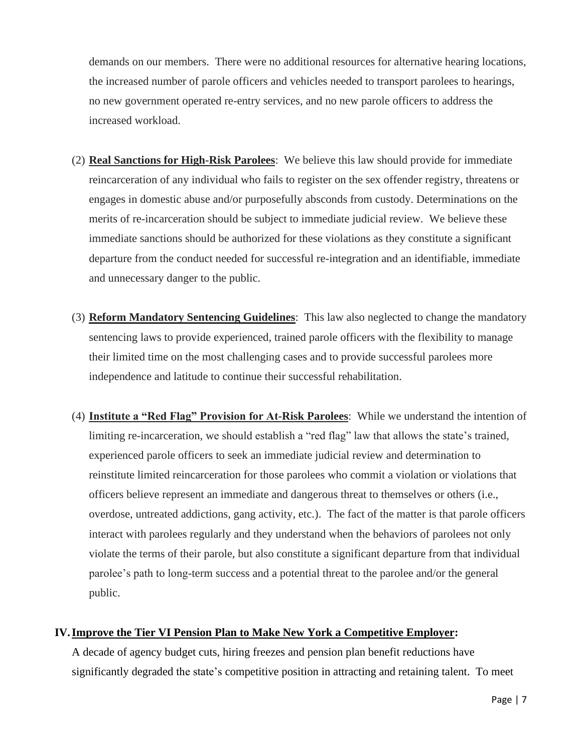demands on our members. There were no additional resources for alternative hearing locations, the increased number of parole officers and vehicles needed to transport parolees to hearings, no new government operated re-entry services, and no new parole officers to address the increased workload.

(2) **Real Sanctions for High-Risk Parolees**: We believe this law should provide for immediate reincarceration of any individual who fails to register on the sex offender registry, threatens or engages in domestic abuse and/or purposefully absconds from custody. Determinations on the merits of re-incarceration should be subject to immediate judicial review. We believe these immediate sanctions should be authorized for these violations as they constitute a significant departure from the conduct needed for successful re-integration and an identifiable, immediate and unnecessary danger to the public.

(3) **Reform Mandatory Sentencing Guidelines**: This law also neglected to change the mandatory sentencing laws to provide experienced, trained parole officers with the flexibility to manage their limited time on the most challenging cases and to provide successful parolees more independence and latitude to continue their successful rehabilitation.

(4) **Institute a "Red Flag" Provision for At-Risk Parolees**: While we understand the intention of limiting re-incarceration, we should establish a "red flag" law that allows the state's trained, experienced parole officers to seek an immediate judicial review and determination to reinstitute limited reincarceration for those parolees who commit a violation or violations that officers believe represent an immediate and dangerous threat to themselves or others (i.e., overdose, untreated addictions, gang activity, etc.). The fact of the matter is that parole officers interact with parolees regularly and they understand when the behaviors of parolees not only violate the terms of their parole, but also constitute a significant departure from that individual parolee's path to long-term success and a potential threat to the parolee and/or the general public.

## IV. Improve the Tier VI Pension Plan to Make New York a Competitive Employer:

A decade of agency budget cuts, hiring freezes and pension plan benefit reductions have significantly degraded the state's competitive position in attracting and retaining talent. To meet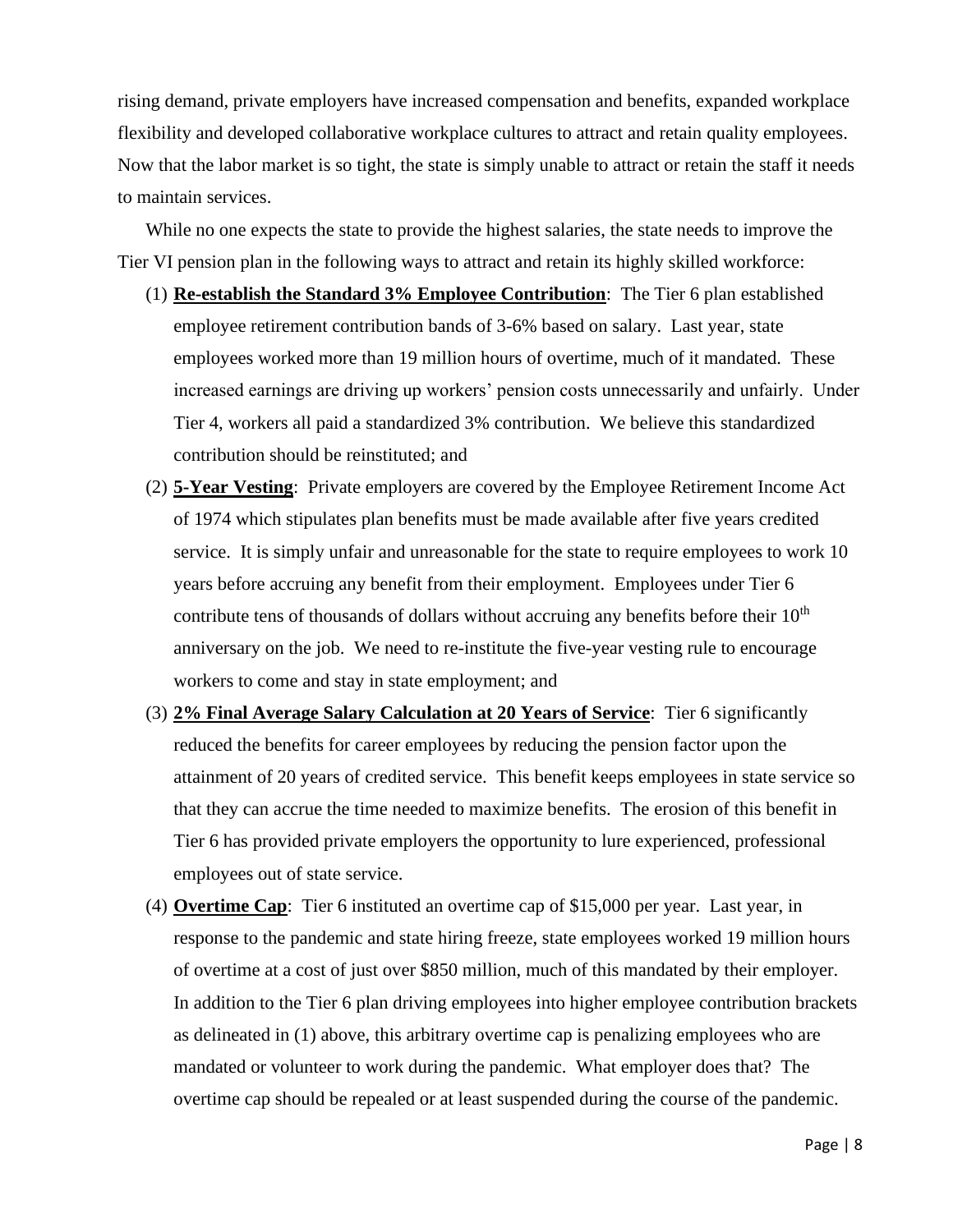rising demand, private employers have increased compensation and benefits, expanded workplace flexibility and developed collaborative workplace cultures to attract and retain quality employees. Now that the labor market is so tight, the state is simply unable to attract or retain the staff it needs to maintain services.

While no one expects the state to provide the highest salaries, the state needs to improve the Tier VI pension plan in the following ways to attract and retain its highly skilled workforce:

(1) **Re-establish the Standard 3% Employee Contribution**: The Tier 6 plan established employee retirement contribution bands of 3-6% based on salary. Last year, state employees worked more than 19 million hours of overtime, much of it mandated. These increased earnings are driving up workers' pension costs unnecessarily and unfairly. Under Tier 4, workers all paid a standardized 3% contribution. We believe this standardized contribution should be reinstituted; and

(2) **5-Year Vesting**: Private employers are covered by the Employee Retirement Income Act of 1974 which stipulates plan benefits must be made available after five years credited service. It is simply unfair and unreasonable for the state to require employees to work 10 years before accruing any benefit from their employment. Employees under Tier 6 contribute tens of thousands of dollars without accruing any benefits before their 10th anniversary on the job. We need to re-institute the five-year vesting rule to encourage workers to come and stay in state employment; and

(3) **2% Final Average Salary Calculation at 20 Years of Service**: Tier 6 significantly reduced the benefits for career employees by reducing the pension factor upon the attainment of 20 years of credited service. This benefit keeps employees in state service so that they can accrue the time needed to maximize benefits. The erosion of this benefit in Tier 6 has provided private employers the opportunity to lure experienced, professional employees out of state service.

(4) **Overtime Cap**: Tier 6 instituted an overtime cap of $15,000 per year. Last year, in response to the pandemic and state hiring freeze, state employees worked 19 million hours of overtime at a cost of just over $850 million, much of this mandated by their employer. In addition to the Tier 6 plan driving employees into higher employee contribution brackets as delineated in (1) above, this arbitrary overtime cap is penalizing employees who are mandated or volunteer to work during the pandemic. What employer does that? The overtime cap should be repealed or at least suspended during the course of the pandemic.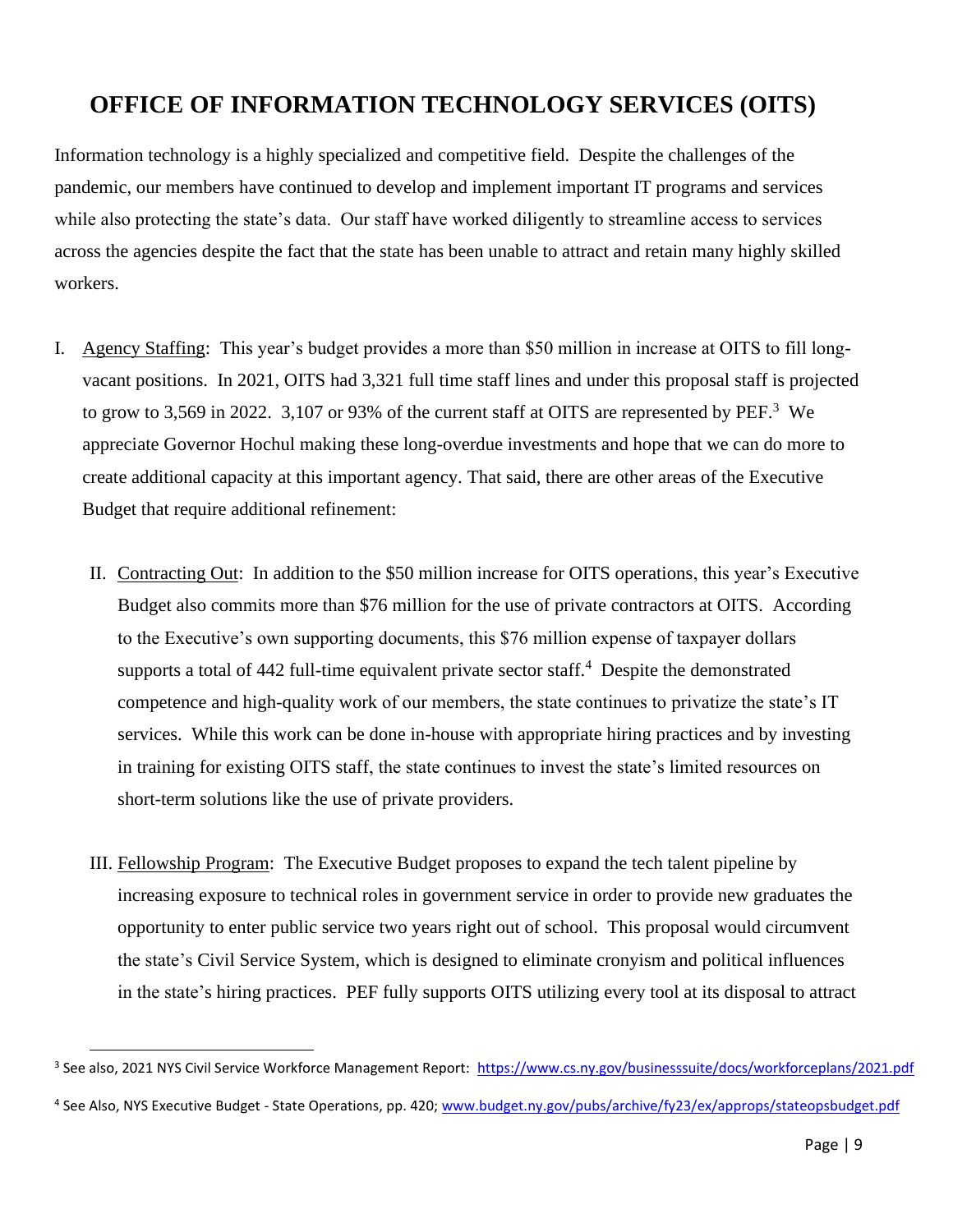# OFFICE OF INFORMATION TECHNOLOGY SERVICES (OITS)

Information technology is a highly specialized and competitive field. Despite the challenges of the pandemic, our members have continued to develop and implement important IT programs and services while also protecting the state's data. Our staff have worked diligently to streamline access to services across the agencies despite the fact that the state has been unable to attract and retain many highly skilled workers.

I. Agency Staffing: This year's budget provides a more than $50 million in increase at OITS to fill long-vacant positions. In 2021, OITS had 3,321 full time staff lines and under this proposal staff is projected to grow to 3,569 in 2022. 3,107 or 93% of the current staff at OITS are represented by PEF.[3] We appreciate Governor Hochul making these long-overdue investments and hope that we can do more to create additional capacity at this important agency. That said, there are other areas of the Executive Budget that require additional refinement:

II. Contracting Out: In addition to the $50 million increase for OITS operations, this year's Executive Budget also commits more than $76 million for the use of private contractors at OITS. According to the Executive's own supporting documents, this $76 million expense of taxpayer dollars supports a total of 442 full-time equivalent private sector staff.[4] Despite the demonstrated competence and high-quality work of our members, the state continues to privatize the state's IT services. While this work can be done in-house with appropriate hiring practices and by investing in training for existing OITS staff, the state continues to invest the state's limited resources on short-term solutions like the use of private providers.

III. Fellowship Program: The Executive Budget proposes to expand the tech talent pipeline by increasing exposure to technical roles in government service in order to provide new graduates the opportunity to enter public service two years right out of school. This proposal would circumvent the state's Civil Service System, which is designed to eliminate cronyism and political influences in the state's hiring practices. PEF fully supports OITS utilizing every tool at its disposal to attract

---

[3] See also, 2021 NYS Civil Service Workforce Management Report: https://www.cs.ny.gov/businesssuite/docs/workforceplans/2021.pdf

[4] See Also, NYS Executive Budget - State Operations, pp. 420; www.budget.ny.gov/pubs/archive/fy23/ex/approps/stateopsbudget.pdf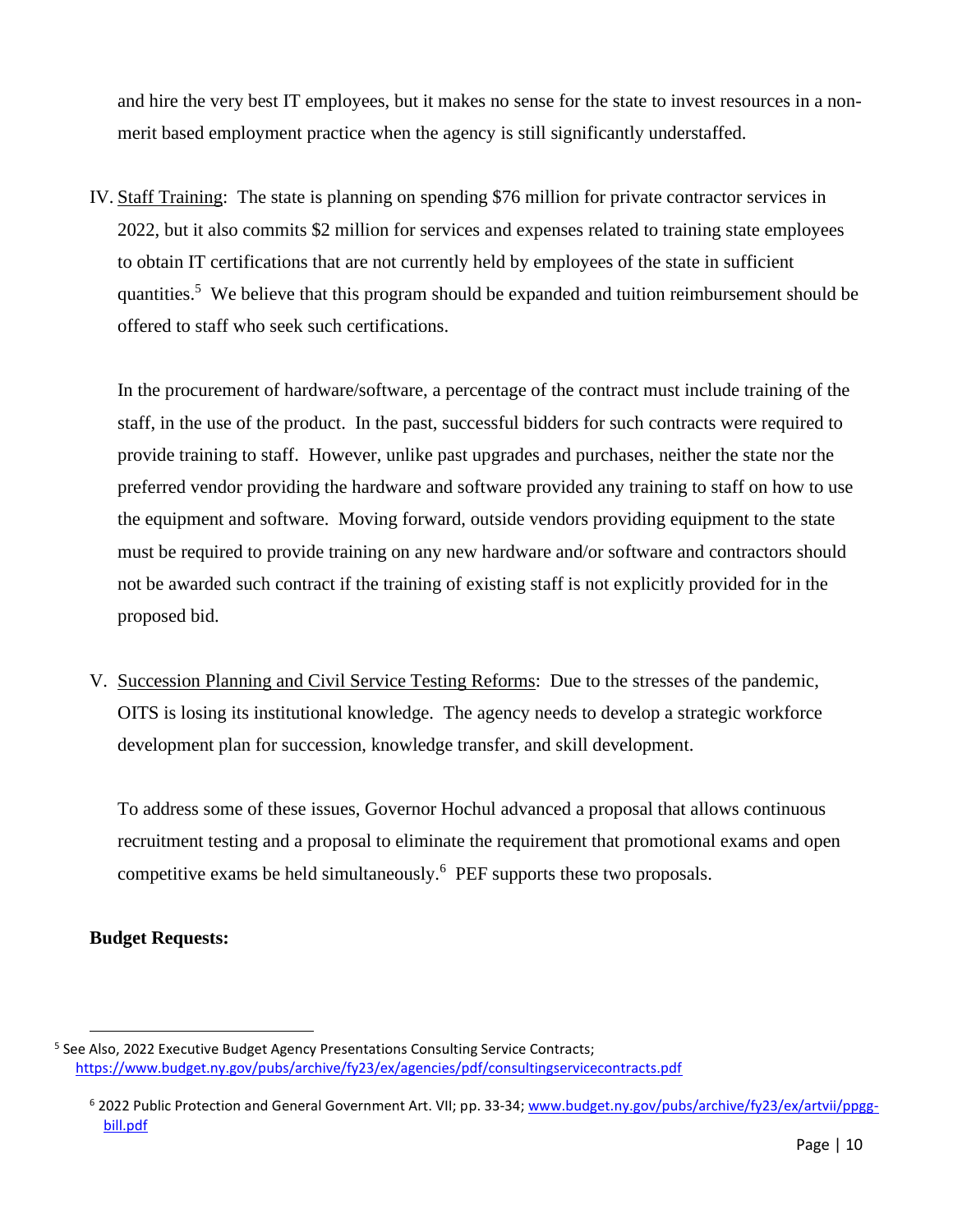and hire the very best IT employees, but it makes no sense for the state to invest resources in a non-merit based employment practice when the agency is still significantly understaffed.

IV. Staff Training: The state is planning on spending $76 million for private contractor services in 2022, but it also commits $2 million for services and expenses related to training state employees to obtain IT certifications that are not currently held by employees of the state in sufficient quantities.[5] We believe that this program should be expanded and tuition reimbursement should be offered to staff who seek such certifications.

In the procurement of hardware/software, a percentage of the contract must include training of the staff, in the use of the product. In the past, successful bidders for such contracts were required to provide training to staff. However, unlike past upgrades and purchases, neither the state nor the preferred vendor providing the hardware and software provided any training to staff on how to use the equipment and software. Moving forward, outside vendors providing equipment to the state must be required to provide training on any new hardware and/or software and contractors should not be awarded such contract if the training of existing staff is not explicitly provided for in the proposed bid.

V. Succession Planning and Civil Service Testing Reforms: Due to the stresses of the pandemic, OITS is losing its institutional knowledge. The agency needs to develop a strategic workforce development plan for succession, knowledge transfer, and skill development.

To address some of these issues, Governor Hochul advanced a proposal that allows continuous recruitment testing and a proposal to eliminate the requirement that promotional exams and open competitive exams be held simultaneously.[6] PEF supports these two proposals.

**Budget Requests:**

---

[5] See Also, 2022 Executive Budget Agency Presentations Consulting Service Contracts; https://www.budget.ny.gov/pubs/archive/fy23/ex/agencies/pdf/consultingservicecontracts.pdf

[6] 2022 Public Protection and General Government Art. VII; pp. 33-34; www.budget.ny.gov/pubs/archive/fy23/ex/artvii/ppgg-bill.pdf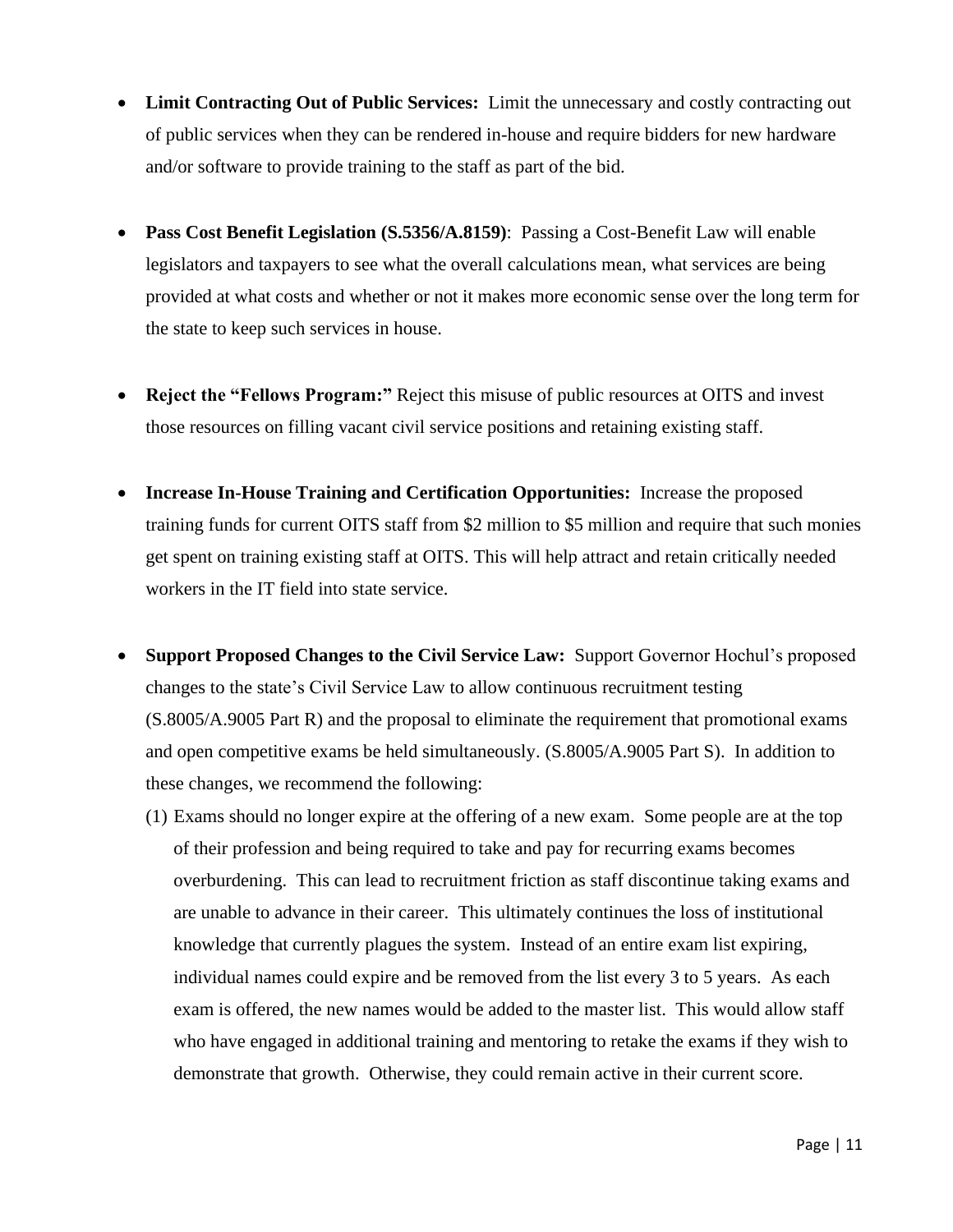- **Limit Contracting Out of Public Services:** Limit the unnecessary and costly contracting out of public services when they can be rendered in-house and require bidders for new hardware and/or software to provide training to the staff as part of the bid.

- **Pass Cost Benefit Legislation (S.5356/A.8159)**: Passing a Cost-Benefit Law will enable legislators and taxpayers to see what the overall calculations mean, what services are being provided at what costs and whether or not it makes more economic sense over the long term for the state to keep such services in house.

- **Reject the "Fellows Program:"** Reject this misuse of public resources at OITS and invest those resources on filling vacant civil service positions and retaining existing staff.

- **Increase In-House Training and Certification Opportunities:** Increase the proposed training funds for current OITS staff from \$2 million to \$5 million and require that such monies get spent on training existing staff at OITS. This will help attract and retain critically needed workers in the IT field into state service.

- **Support Proposed Changes to the Civil Service Law:** Support Governor Hochul's proposed changes to the state's Civil Service Law to allow continuous recruitment testing (S.8005/A.9005 Part R) and the proposal to eliminate the requirement that promotional exams and open competitive exams be held simultaneously. (S.8005/A.9005 Part S). In addition to these changes, we recommend the following:

  (1) Exams should no longer expire at the offering of a new exam. Some people are at the top of their profession and being required to take and pay for recurring exams becomes overburdening. This can lead to recruitment friction as staff discontinue taking exams and are unable to advance in their career. This ultimately continues the loss of institutional knowledge that currently plagues the system. Instead of an entire exam list expiring, individual names could expire and be removed from the list every 3 to 5 years. As each exam is offered, the new names would be added to the master list. This would allow staff who have engaged in additional training and mentoring to retake the exams if they wish to demonstrate that growth. Otherwise, they could remain active in their current score.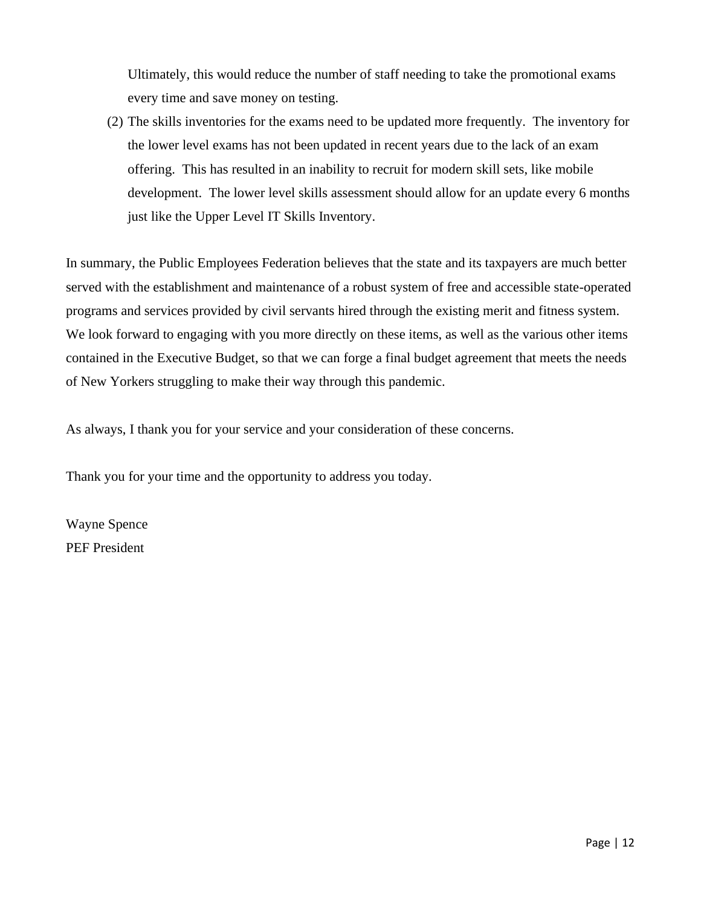Ultimately, this would reduce the number of staff needing to take the promotional exams every time and save money on testing.

(2) The skills inventories for the exams need to be updated more frequently. The inventory for the lower level exams has not been updated in recent years due to the lack of an exam offering. This has resulted in an inability to recruit for modern skill sets, like mobile development. The lower level skills assessment should allow for an update every 6 months just like the Upper Level IT Skills Inventory.

In summary, the Public Employees Federation believes that the state and its taxpayers are much better served with the establishment and maintenance of a robust system of free and accessible state-operated programs and services provided by civil servants hired through the existing merit and fitness system. We look forward to engaging with you more directly on these items, as well as the various other items contained in the Executive Budget, so that we can forge a final budget agreement that meets the needs of New Yorkers struggling to make their way through this pandemic.

As always, I thank you for your service and your consideration of these concerns.

Thank you for your time and the opportunity to address you today.

Wayne Spence
PEF President